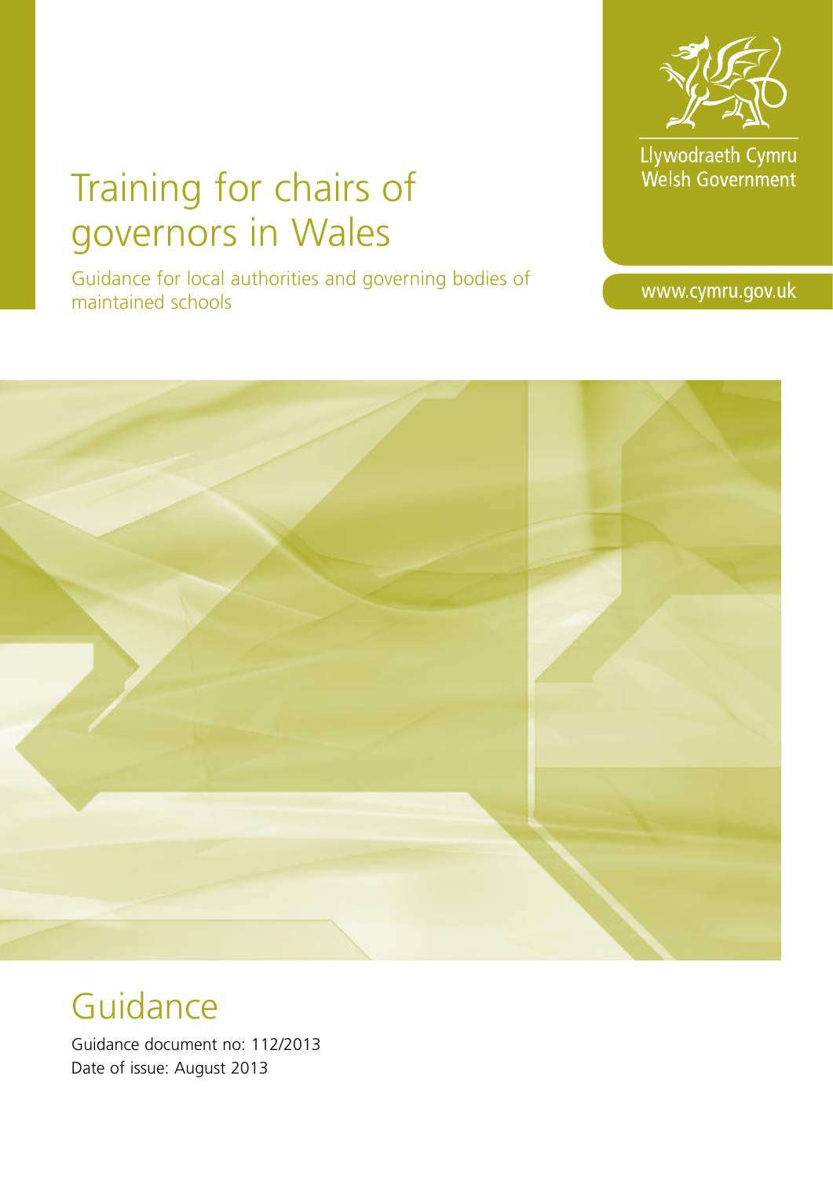Llywodraeth Cymru
Welsh Government

# Training for chairs of governors in Wales

Guidance for local authorities and governing bodies of maintained schools

www.cymru.gov.uk

## Guidance

Guidance document no: 112/2013
Date of issue: August 2013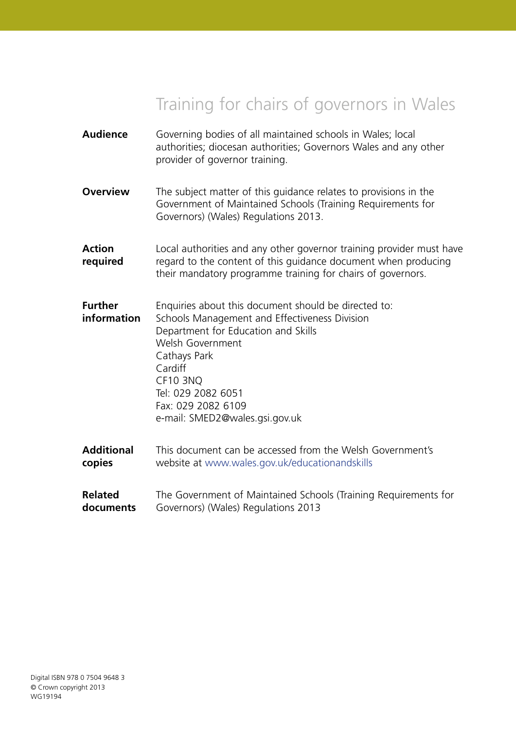# Training for chairs of governors in Wales

| | |
|---|---|
| **Audience** | Governing bodies of all maintained schools in Wales; local authorities; diocesan authorities; Governors Wales and any other provider of governor training. |
| **Overview** | The subject matter of this guidance relates to provisions in the Government of Maintained Schools (Training Requirements for Governors) (Wales) Regulations 2013. |
| **Action required** | Local authorities and any other governor training provider must have regard to the content of this guidance document when producing their mandatory programme training for chairs of governors. |
| **Further information** | Enquiries about this document should be directed to:<br>Schools Management and Effectiveness Division<br>Department for Education and Skills<br>Welsh Government<br>Cathays Park<br>Cardiff<br>CF10 3NQ<br>Tel: 029 2082 6051<br>Fax: 029 2082 6109<br>e-mail: SMED2@wales.gsi.gov.uk |
| **Additional copies** | This document can be accessed from the Welsh Government's website at www.wales.gov.uk/educationandskills |
| **Related documents** | The Government of Maintained Schools (Training Requirements for Governors) (Wales) Regulations 2013 |

Digital ISBN 978 0 7504 9648 3
© Crown copyright 2013
WG19194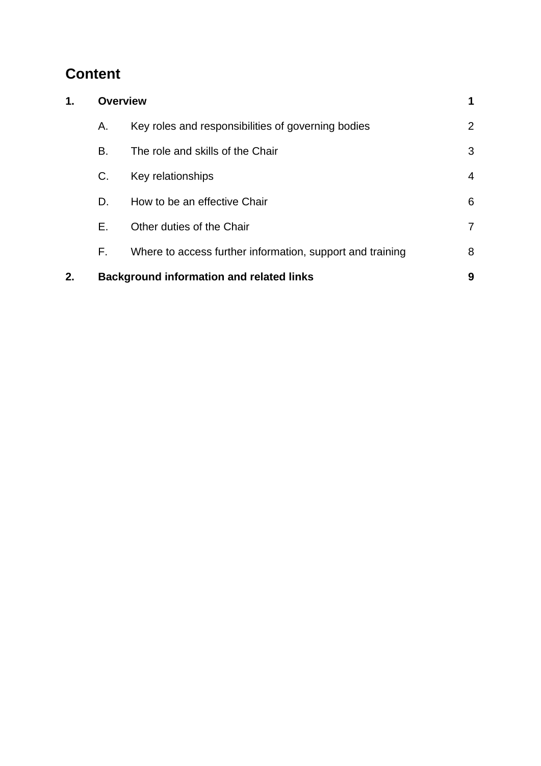## Content

| | | |
|---|---|---|
| **1.** | **Overview** | **1** |
| A. | Key roles and responsibilities of governing bodies | 2 |
| B. | The role and skills of the Chair | 3 |
| C. | Key relationships | 4 |
| D. | How to be an effective Chair | 6 |
| E. | Other duties of the Chair | 7 |
| F. | Where to access further information, support and training | 8 |
| **2.** | **Background information and related links** | **9** |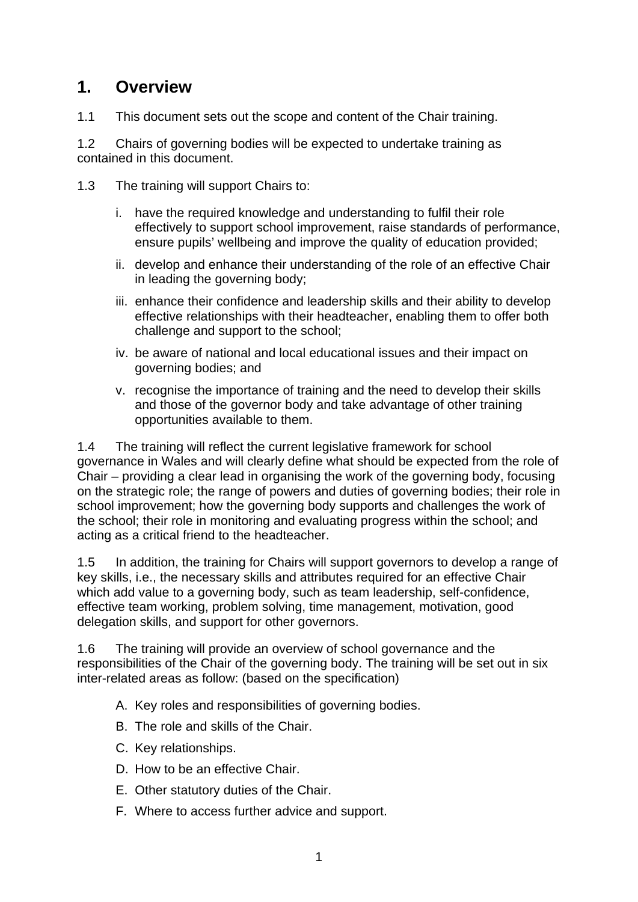# 1. Overview

1.1 This document sets out the scope and content of the Chair training.

1.2 Chairs of governing bodies will be expected to undertake training as contained in this document.

1.3 The training will support Chairs to:

i. have the required knowledge and understanding to fulfil their role effectively to support school improvement, raise standards of performance, ensure pupils' wellbeing and improve the quality of education provided;

ii. develop and enhance their understanding of the role of an effective Chair in leading the governing body;

iii. enhance their confidence and leadership skills and their ability to develop effective relationships with their headteacher, enabling them to offer both challenge and support to the school;

iv. be aware of national and local educational issues and their impact on governing bodies; and

v. recognise the importance of training and the need to develop their skills and those of the governor body and take advantage of other training opportunities available to them.

1.4 The training will reflect the current legislative framework for school governance in Wales and will clearly define what should be expected from the role of Chair – providing a clear lead in organising the work of the governing body, focusing on the strategic role; the range of powers and duties of governing bodies; their role in school improvement; how the governing body supports and challenges the work of the school; their role in monitoring and evaluating progress within the school; and acting as a critical friend to the headteacher.

1.5 In addition, the training for Chairs will support governors to develop a range of key skills, i.e., the necessary skills and attributes required for an effective Chair which add value to a governing body, such as team leadership, self-confidence, effective team working, problem solving, time management, motivation, good delegation skills, and support for other governors.

1.6 The training will provide an overview of school governance and the responsibilities of the Chair of the governing body. The training will be set out in six inter-related areas as follow: (based on the specification)

A. Key roles and responsibilities of governing bodies.

B. The role and skills of the Chair.

C. Key relationships.

D. How to be an effective Chair.

E. Other statutory duties of the Chair.

F. Where to access further advice and support.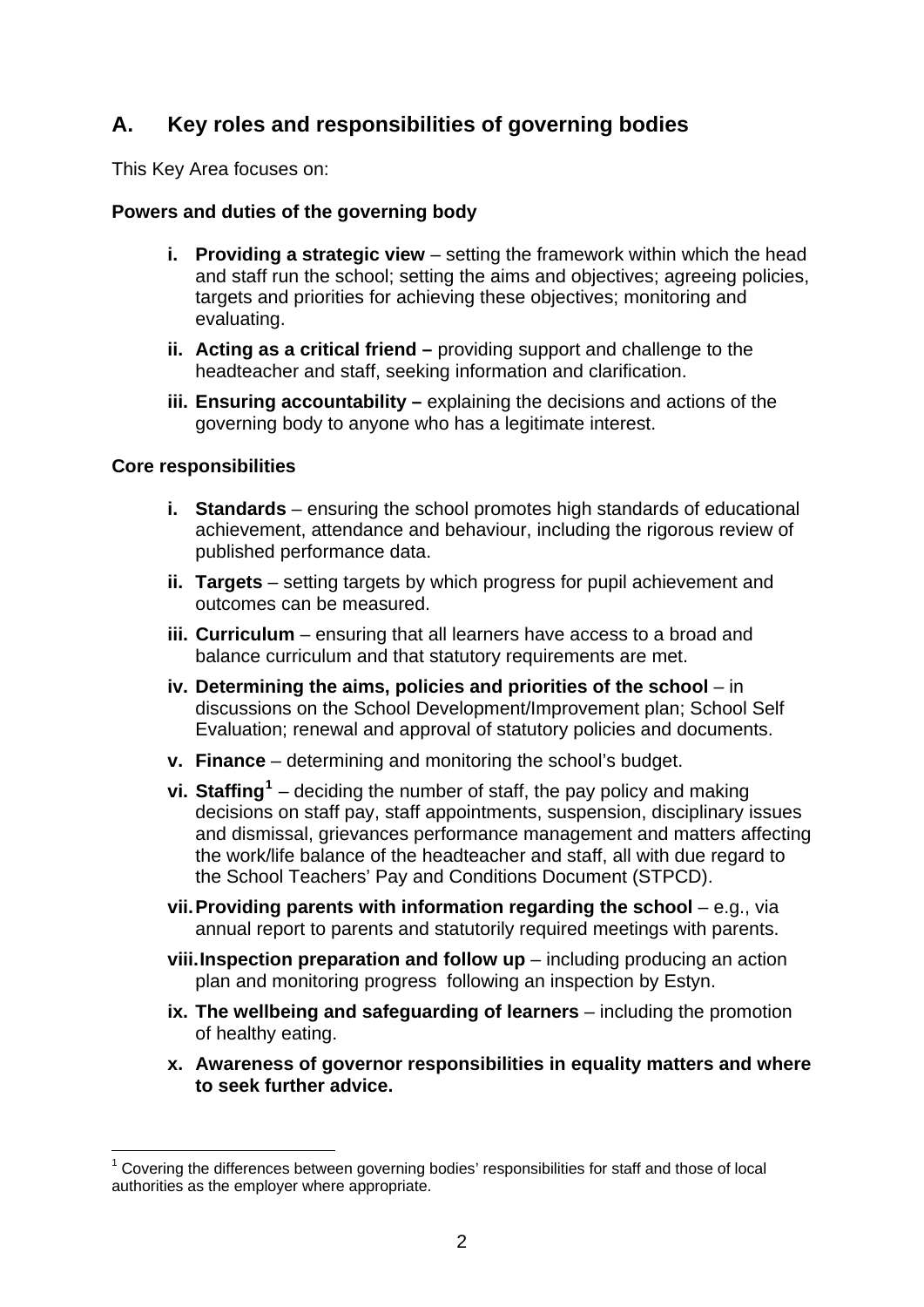## A. Key roles and responsibilities of governing bodies

This Key Area focuses on:

**Powers and duties of the governing body**

- **i. Providing a strategic view** – setting the framework within which the head and staff run the school; setting the aims and objectives; agreeing policies, targets and priorities for achieving these objectives; monitoring and evaluating.
- **ii. Acting as a critical friend –** providing support and challenge to the headteacher and staff, seeking information and clarification.
- **iii. Ensuring accountability –** explaining the decisions and actions of the governing body to anyone who has a legitimate interest.

**Core responsibilities**

- **i. Standards** – ensuring the school promotes high standards of educational achievement, attendance and behaviour, including the rigorous review of published performance data.
- **ii. Targets** – setting targets by which progress for pupil achievement and outcomes can be measured.
- **iii. Curriculum** – ensuring that all learners have access to a broad and balance curriculum and that statutory requirements are met.
- **iv. Determining the aims, policies and priorities of the school** – in discussions on the School Development/Improvement plan; School Self Evaluation; renewal and approval of statutory policies and documents.
- **v. Finance** – determining and monitoring the school's budget.
- **vi. Staffing**[1] – deciding the number of staff, the pay policy and making decisions on staff pay, staff appointments, suspension, disciplinary issues and dismissal, grievances performance management and matters affecting the work/life balance of the headteacher and staff, all with due regard to the School Teachers' Pay and Conditions Document (STPCD).
- **vii. Providing parents with information regarding the school** – e.g., via annual report to parents and statutorily required meetings with parents.
- **viii. Inspection preparation and follow up** – including producing an action plan and monitoring progress following an inspection by Estyn.
- **ix. The wellbeing and safeguarding of learners** – including the promotion of healthy eating.
- **x. Awareness of governor responsibilities in equality matters and where to seek further advice.**

[1] Covering the differences between governing bodies' responsibilities for staff and those of local authorities as the employer where appropriate.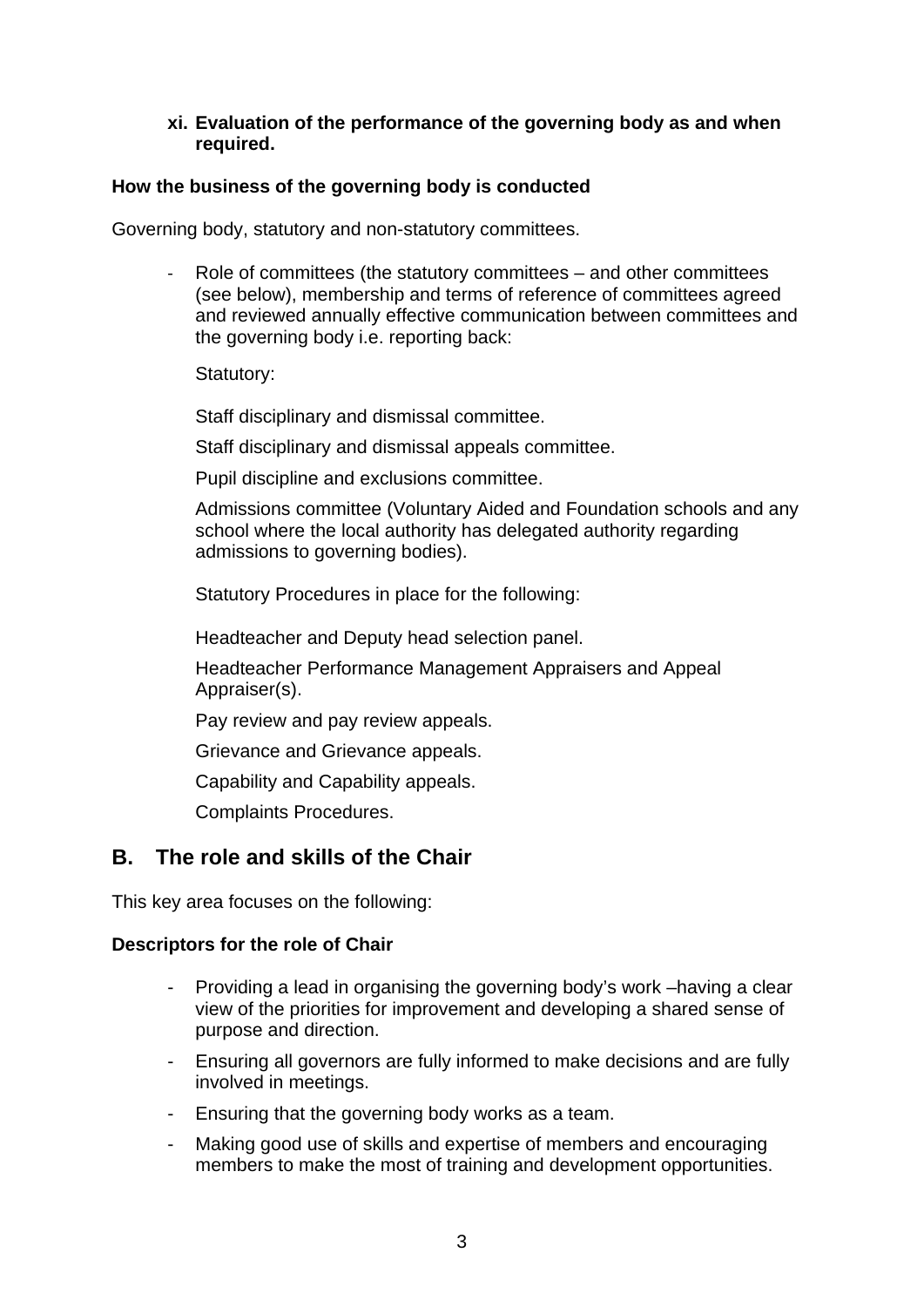xi. **Evaluation of the performance of the governing body as and when required.**

**How the business of the governing body is conducted**

Governing body, statutory and non-statutory committees.

- Role of committees (the statutory committees – and other committees (see below), membership and terms of reference of committees agreed and reviewed annually effective communication between committees and the governing body i.e. reporting back:

  Statutory:

  Staff disciplinary and dismissal committee.

  Staff disciplinary and dismissal appeals committee.

  Pupil discipline and exclusions committee.

  Admissions committee (Voluntary Aided and Foundation schools and any school where the local authority has delegated authority regarding admissions to governing bodies).

  Statutory Procedures in place for the following:

  Headteacher and Deputy head selection panel.

  Headteacher Performance Management Appraisers and Appeal Appraiser(s).

  Pay review and pay review appeals.

  Grievance and Grievance appeals.

  Capability and Capability appeals.

  Complaints Procedures.

## B. The role and skills of the Chair

This key area focuses on the following:

**Descriptors for the role of Chair**

- Providing a lead in organising the governing body's work –having a clear view of the priorities for improvement and developing a shared sense of purpose and direction.
- Ensuring all governors are fully informed to make decisions and are fully involved in meetings.
- Ensuring that the governing body works as a team.
- Making good use of skills and expertise of members and encouraging members to make the most of training and development opportunities.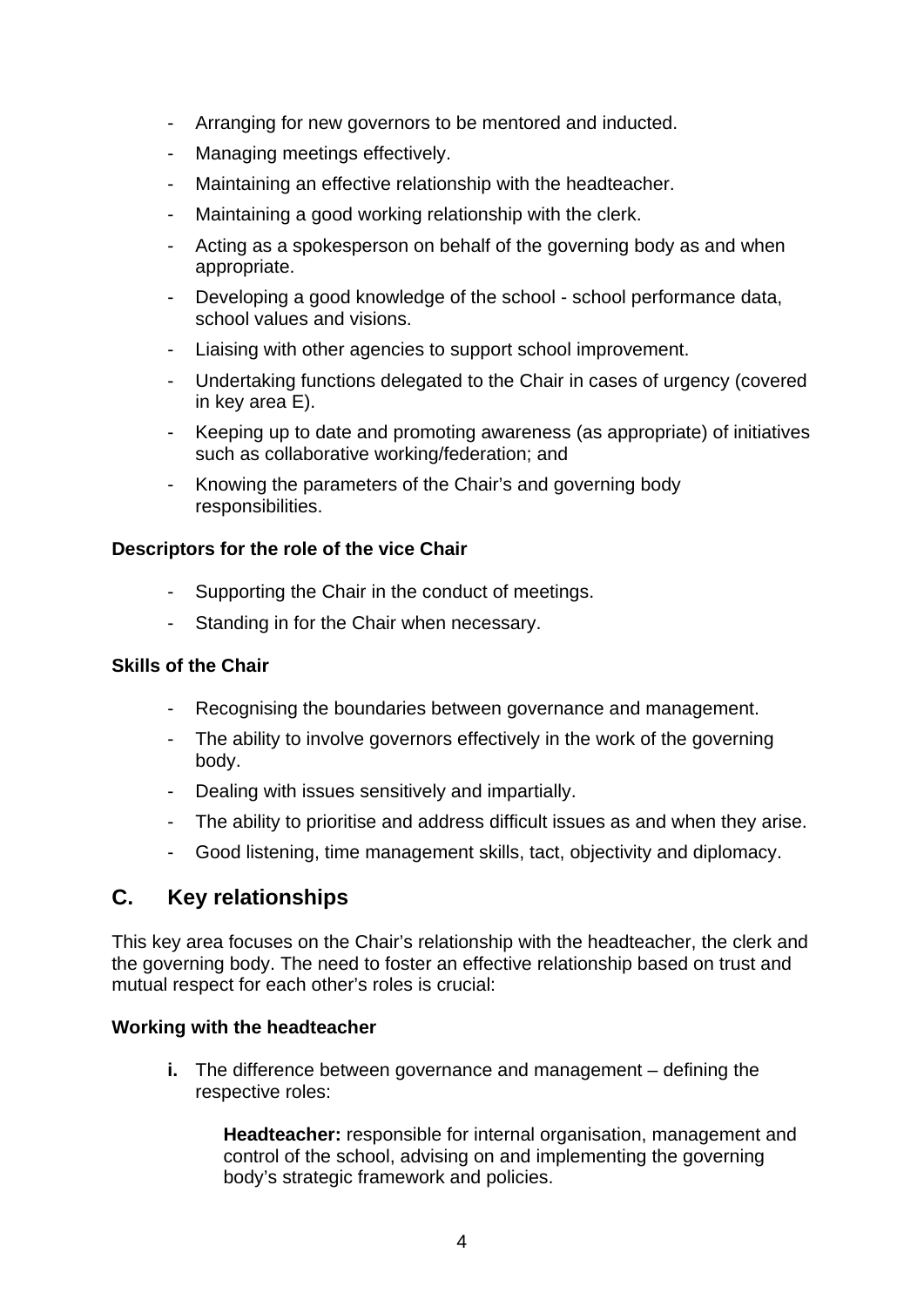- Arranging for new governors to be mentored and inducted.
- Managing meetings effectively.
- Maintaining an effective relationship with the headteacher.
- Maintaining a good working relationship with the clerk.
- Acting as a spokesperson on behalf of the governing body as and when appropriate.
- Developing a good knowledge of the school - school performance data, school values and visions.
- Liaising with other agencies to support school improvement.
- Undertaking functions delegated to the Chair in cases of urgency (covered in key area E).
- Keeping up to date and promoting awareness (as appropriate) of initiatives such as collaborative working/federation; and
- Knowing the parameters of the Chair's and governing body responsibilities.

**Descriptors for the role of the vice Chair**

- Supporting the Chair in the conduct of meetings.
- Standing in for the Chair when necessary.

**Skills of the Chair**

- Recognising the boundaries between governance and management.
- The ability to involve governors effectively in the work of the governing body.
- Dealing with issues sensitively and impartially.
- The ability to prioritise and address difficult issues as and when they arise.
- Good listening, time management skills, tact, objectivity and diplomacy.

## C. Key relationships

This key area focuses on the Chair's relationship with the headteacher, the clerk and the governing body. The need to foster an effective relationship based on trust and mutual respect for each other's roles is crucial:

**Working with the headteacher**

**i.** The difference between governance and management – defining the respective roles:

> **Headteacher:** responsible for internal organisation, management and control of the school, advising on and implementing the governing body's strategic framework and policies.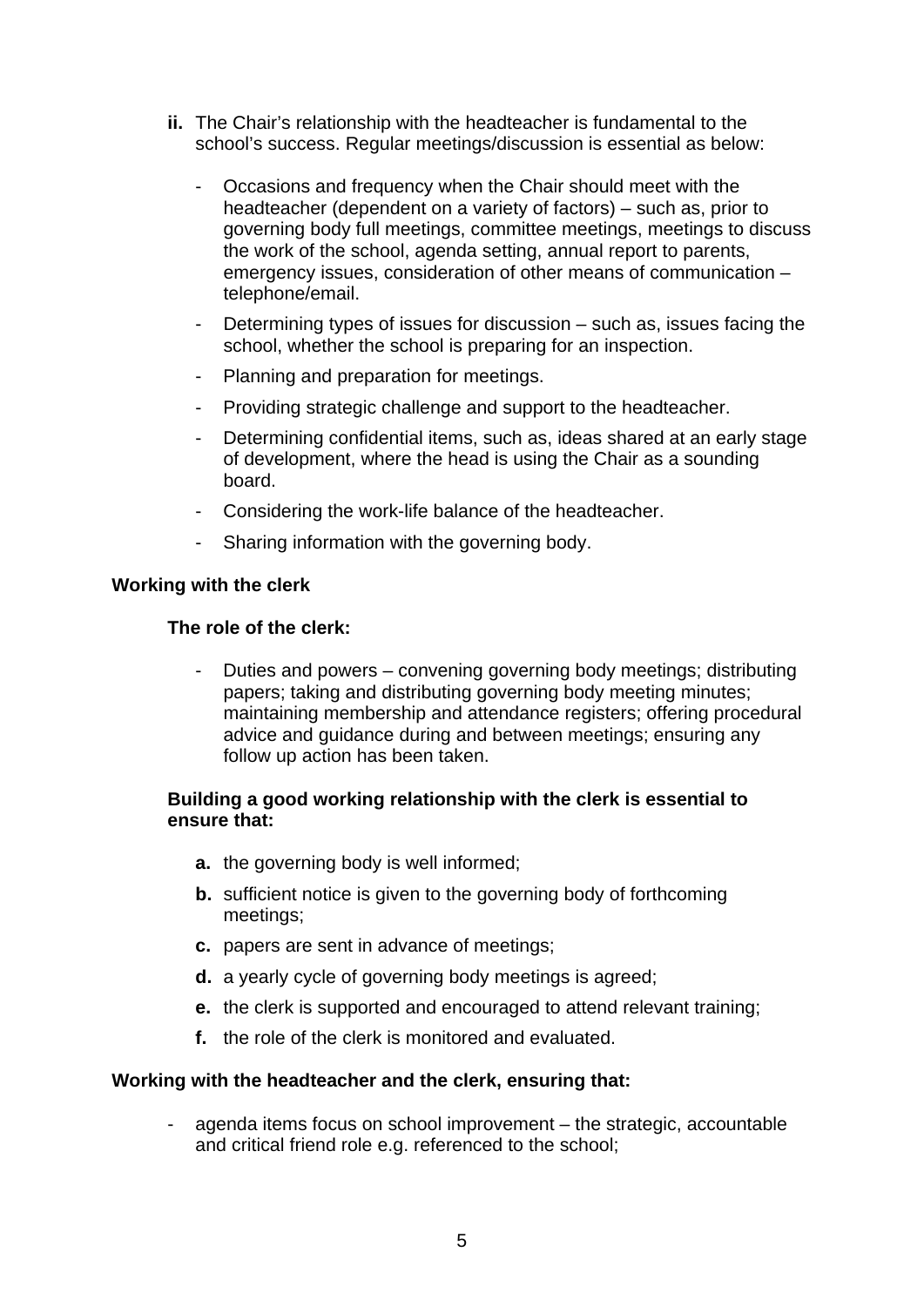**ii.** The Chair's relationship with the headteacher is fundamental to the school's success. Regular meetings/discussion is essential as below:

- Occasions and frequency when the Chair should meet with the headteacher (dependent on a variety of factors) – such as, prior to governing body full meetings, committee meetings, meetings to discuss the work of the school, agenda setting, annual report to parents, emergency issues, consideration of other means of communication – telephone/email.
- Determining types of issues for discussion – such as, issues facing the school, whether the school is preparing for an inspection.
- Planning and preparation for meetings.
- Providing strategic challenge and support to the headteacher.
- Determining confidential items, such as, ideas shared at an early stage of development, where the head is using the Chair as a sounding board.
- Considering the work-life balance of the headteacher.
- Sharing information with the governing body.

**Working with the clerk**

**The role of the clerk:**

- Duties and powers – convening governing body meetings; distributing papers; taking and distributing governing body meeting minutes; maintaining membership and attendance registers; offering procedural advice and guidance during and between meetings; ensuring any follow up action has been taken.

**Building a good working relationship with the clerk is essential to ensure that:**

**a.** the governing body is well informed;

**b.** sufficient notice is given to the governing body of forthcoming meetings;

**c.** papers are sent in advance of meetings;

**d.** a yearly cycle of governing body meetings is agreed;

**e.** the clerk is supported and encouraged to attend relevant training;

**f.** the role of the clerk is monitored and evaluated.

**Working with the headteacher and the clerk, ensuring that:**

- agenda items focus on school improvement – the strategic, accountable and critical friend role e.g. referenced to the school;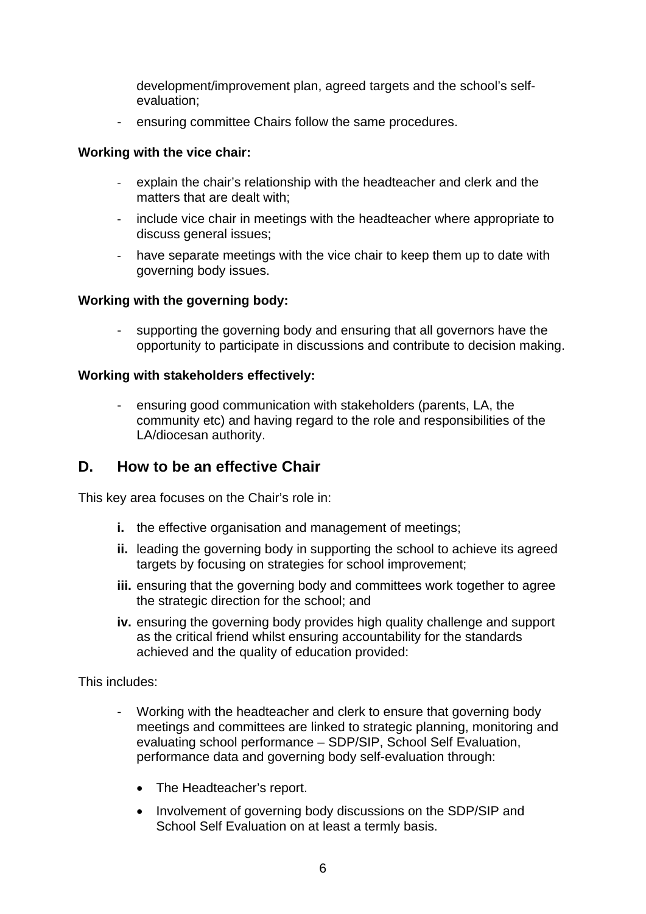development/improvement plan, agreed targets and the school's self-evaluation;

- ensuring committee Chairs follow the same procedures.

**Working with the vice chair:**

- explain the chair's relationship with the headteacher and clerk and the matters that are dealt with;
- include vice chair in meetings with the headteacher where appropriate to discuss general issues;
- have separate meetings with the vice chair to keep them up to date with governing body issues.

**Working with the governing body:**

- supporting the governing body and ensuring that all governors have the opportunity to participate in discussions and contribute to decision making.

**Working with stakeholders effectively:**

- ensuring good communication with stakeholders (parents, LA, the community etc) and having regard to the role and responsibilities of the LA/diocesan authority.

## D. How to be an effective Chair

This key area focuses on the Chair's role in:

**i.** the effective organisation and management of meetings;

**ii.** leading the governing body in supporting the school to achieve its agreed targets by focusing on strategies for school improvement;

**iii.** ensuring that the governing body and committees work together to agree the strategic direction for the school; and

**iv.** ensuring the governing body provides high quality challenge and support as the critical friend whilst ensuring accountability for the standards achieved and the quality of education provided:

This includes:

- Working with the headteacher and clerk to ensure that governing body meetings and committees are linked to strategic planning, monitoring and evaluating school performance – SDP/SIP, School Self Evaluation, performance data and governing body self-evaluation through:
  - The Headteacher's report.
  - Involvement of governing body discussions on the SDP/SIP and School Self Evaluation on at least a termly basis.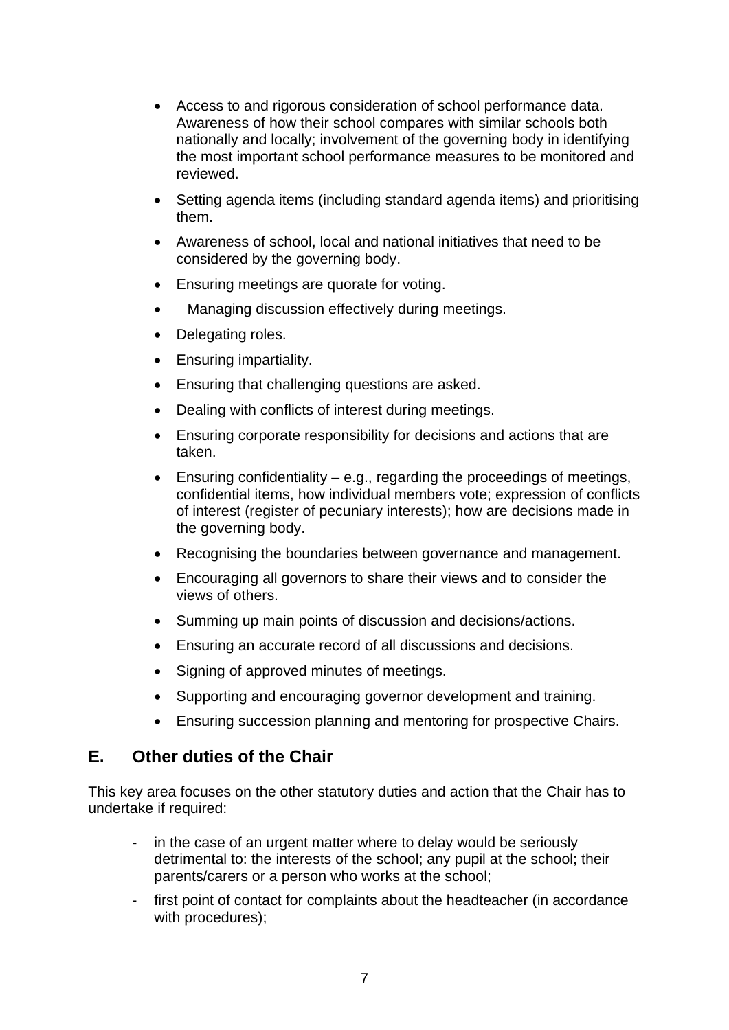- Access to and rigorous consideration of school performance data. Awareness of how their school compares with similar schools both nationally and locally; involvement of the governing body in identifying the most important school performance measures to be monitored and reviewed.
- Setting agenda items (including standard agenda items) and prioritising them.
- Awareness of school, local and national initiatives that need to be considered by the governing body.
- Ensuring meetings are quorate for voting.
- Managing discussion effectively during meetings.
- Delegating roles.
- Ensuring impartiality.
- Ensuring that challenging questions are asked.
- Dealing with conflicts of interest during meetings.
- Ensuring corporate responsibility for decisions and actions that are taken.
- Ensuring confidentiality – e.g., regarding the proceedings of meetings, confidential items, how individual members vote; expression of conflicts of interest (register of pecuniary interests); how are decisions made in the governing body.
- Recognising the boundaries between governance and management.
- Encouraging all governors to share their views and to consider the views of others.
- Summing up main points of discussion and decisions/actions.
- Ensuring an accurate record of all discussions and decisions.
- Signing of approved minutes of meetings.
- Supporting and encouraging governor development and training.
- Ensuring succession planning and mentoring for prospective Chairs.

## E. Other duties of the Chair

This key area focuses on the other statutory duties and action that the Chair has to undertake if required:

- in the case of an urgent matter where to delay would be seriously detrimental to: the interests of the school; any pupil at the school; their parents/carers or a person who works at the school;
- first point of contact for complaints about the headteacher (in accordance with procedures);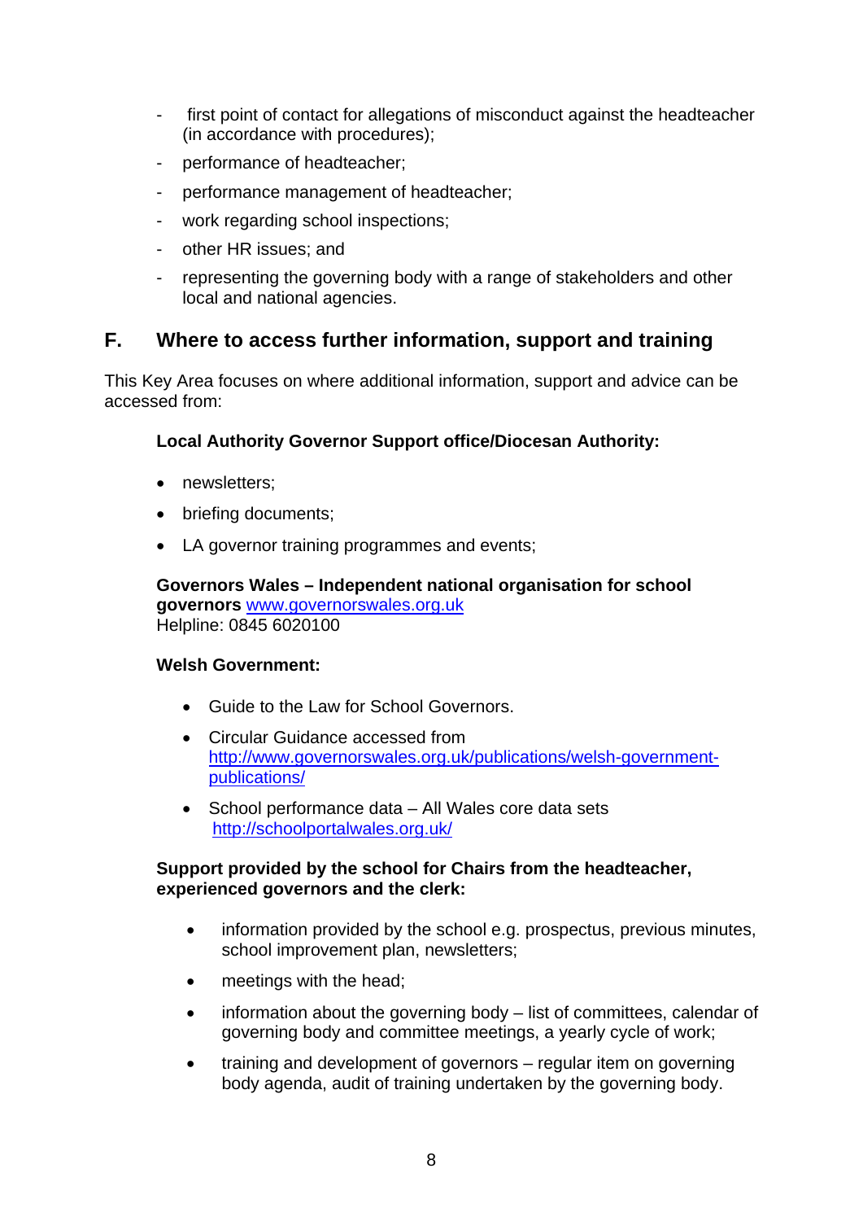- first point of contact for allegations of misconduct against the headteacher (in accordance with procedures);
- performance of headteacher;
- performance management of headteacher;
- work regarding school inspections;
- other HR issues; and
- representing the governing body with a range of stakeholders and other local and national agencies.

## F. Where to access further information, support and training

This Key Area focuses on where additional information, support and advice can be accessed from:

**Local Authority Governor Support office/Diocesan Authority:**

- newsletters;
- briefing documents;
- LA governor training programmes and events;

**Governors Wales – Independent national organisation for school governors** [www.governorswales.org.uk](http://www.governorswales.org.uk)
Helpline: 0845 6020100

**Welsh Government:**

- Guide to the Law for School Governors.
- Circular Guidance accessed from [http://www.governorswales.org.uk/publications/welsh-government-publications/](http://www.governorswales.org.uk/publications/welsh-government-publications/)
- School performance data – All Wales core data sets [http://schoolportalwales.org.uk/](http://schoolportalwales.org.uk/)

**Support provided by the school for Chairs from the headteacher, experienced governors and the clerk:**

- information provided by the school e.g. prospectus, previous minutes, school improvement plan, newsletters;
- meetings with the head;
- information about the governing body – list of committees, calendar of governing body and committee meetings, a yearly cycle of work;
- training and development of governors – regular item on governing body agenda, audit of training undertaken by the governing body.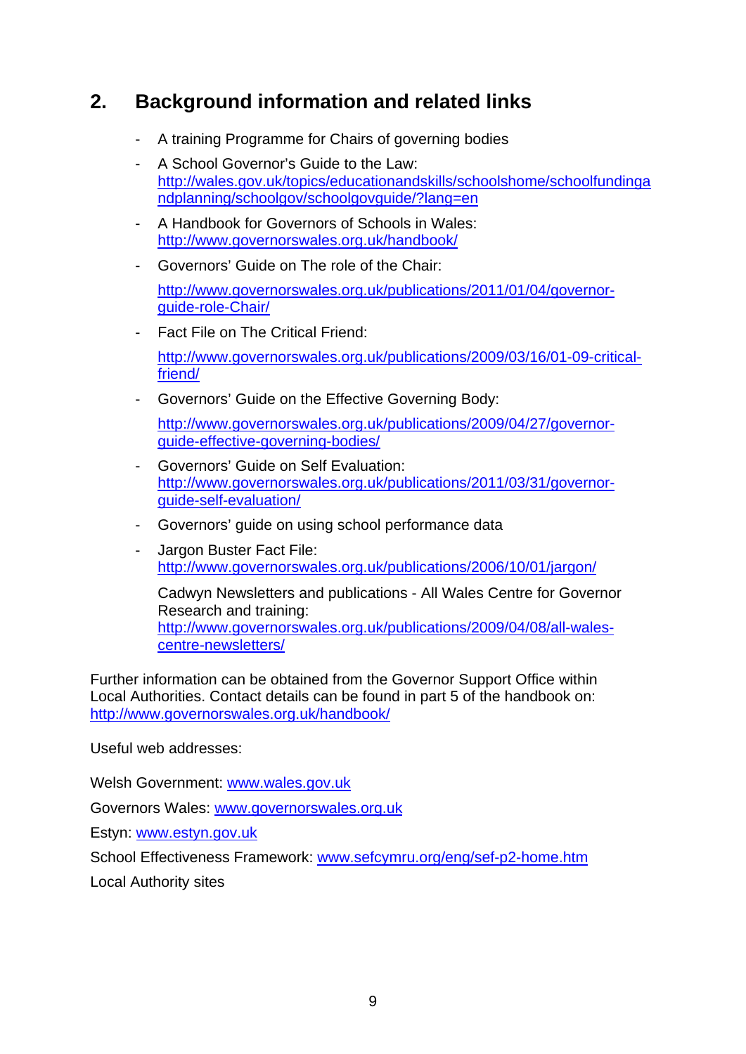## 2. Background information and related links

- A training Programme for Chairs of governing bodies
- A School Governor's Guide to the Law: http://wales.gov.uk/topics/educationandskills/schoolshome/schoolfundingandplanning/schoolgov/schoolgovguide/?lang=en
- A Handbook for Governors of Schools in Wales: http://www.governorswales.org.uk/handbook/
- Governors' Guide on The role of the Chair:

  http://www.governorswales.org.uk/publications/2011/01/04/governor-guide-role-Chair/
- Fact File on The Critical Friend:

  http://www.governorswales.org.uk/publications/2009/03/16/01-09-critical-friend/
- Governors' Guide on the Effective Governing Body:

  http://www.governorswales.org.uk/publications/2009/04/27/governor-guide-effective-governing-bodies/
- Governors' Guide on Self Evaluation: http://www.governorswales.org.uk/publications/2011/03/31/governor-guide-self-evaluation/
- Governors' guide on using school performance data
- Jargon Buster Fact File: http://www.governorswales.org.uk/publications/2006/10/01/jargon/

  Cadwyn Newsletters and publications - All Wales Centre for Governor Research and training: http://www.governorswales.org.uk/publications/2009/04/08/all-wales-centre-newsletters/

Further information can be obtained from the Governor Support Office within Local Authorities. Contact details can be found in part 5 of the handbook on: http://www.governorswales.org.uk/handbook/

Useful web addresses:

Welsh Government: www.wales.gov.uk

Governors Wales: www.governorswales.org.uk

Estyn: www.estyn.gov.uk

School Effectiveness Framework: www.sefcymru.org/eng/sef-p2-home.htm

Local Authority sites